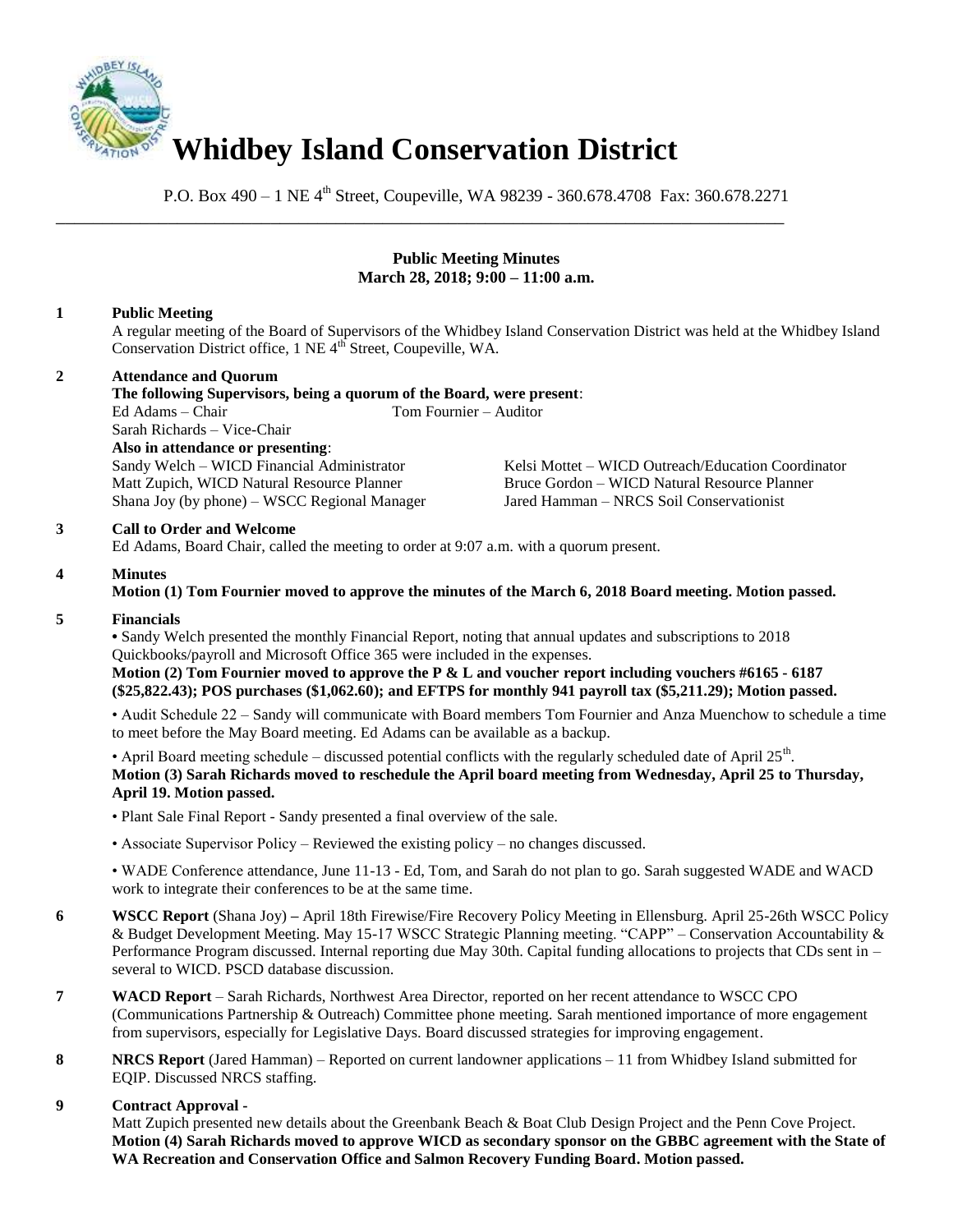# Whidbey Island Conservation District

P.O. Box 490 – 1 NE 4th Street, Coupeville, WA 98239 - 360.678.4708 Fax: 360.678.2271

---

**Public Meeting Minutes**
**March 28, 2018; 9:00 – 11:00 a.m.**

**1 Public Meeting**

A regular meeting of the Board of Supervisors of the Whidbey Island Conservation District was held at the Whidbey Island Conservation District office, 1 NE 4th Street, Coupeville, WA.

**2 Attendance and Quorum**

**The following Supervisors, being a quorum of the Board, were present**:
Ed Adams – Chair
Tom Fournier – Auditor
Sarah Richards – Vice-Chair

**Also in attendance or presenting**:
Sandy Welch – WICD Financial Administrator
Kelsi Mottet – WICD Outreach/Education Coordinator
Matt Zupich, WICD Natural Resource Planner
Bruce Gordon – WICD Natural Resource Planner
Shana Joy (by phone) – WSCC Regional Manager
Jared Hamman – NRCS Soil Conservationist

**3 Call to Order and Welcome**

Ed Adams, Board Chair, called the meeting to order at 9:07 a.m. with a quorum present.

**4 Minutes**

**Motion (1) Tom Fournier moved to approve the minutes of the March 6, 2018 Board meeting. Motion passed.**

**5 Financials**

- Sandy Welch presented the monthly Financial Report, noting that annual updates and subscriptions to 2018 Quickbooks/payroll and Microsoft Office 365 were included in the expenses.

**Motion (2) Tom Fournier moved to approve the P & L and voucher report including vouchers #6165 - 6187 ($25,822.43); POS purchases ($1,062.60); and EFTPS for monthly 941 payroll tax ($5,211.29); Motion passed.**

- Audit Schedule 22 – Sandy will communicate with Board members Tom Fournier and Anza Muenchow to schedule a time to meet before the May Board meeting. Ed Adams can be available as a backup.

- April Board meeting schedule – discussed potential conflicts with the regularly scheduled date of April 25th.

**Motion (3) Sarah Richards moved to reschedule the April board meeting from Wednesday, April 25 to Thursday, April 19. Motion passed.**

- Plant Sale Final Report - Sandy presented a final overview of the sale.

- Associate Supervisor Policy – Reviewed the existing policy – no changes discussed.

- WADE Conference attendance, June 11-13 - Ed, Tom, and Sarah do not plan to go. Sarah suggested WADE and WACD work to integrate their conferences to be at the same time.

**6 WSCC Report** (Shana Joy) **–** April 18th Firewise/Fire Recovery Policy Meeting in Ellensburg. April 25-26th WSCC Policy & Budget Development Meeting. May 15-17 WSCC Strategic Planning meeting. "CAPP" – Conservation Accountability & Performance Program discussed. Internal reporting due May 30th. Capital funding allocations to projects that CDs sent in – several to WICD. PSCD database discussion.

**7 WACD Report** – Sarah Richards, Northwest Area Director, reported on her recent attendance to WSCC CPO (Communications Partnership & Outreach) Committee phone meeting. Sarah mentioned importance of more engagement from supervisors, especially for Legislative Days. Board discussed strategies for improving engagement.

**8 NRCS Report** (Jared Hamman) – Reported on current landowner applications – 11 from Whidbey Island submitted for EQIP. Discussed NRCS staffing.

**9 Contract Approval -**

Matt Zupich presented new details about the Greenbank Beach & Boat Club Design Project and the Penn Cove Project.

**Motion (4) Sarah Richards moved to approve WICD as secondary sponsor on the GBBC agreement with the State of WA Recreation and Conservation Office and Salmon Recovery Funding Board. Motion passed.**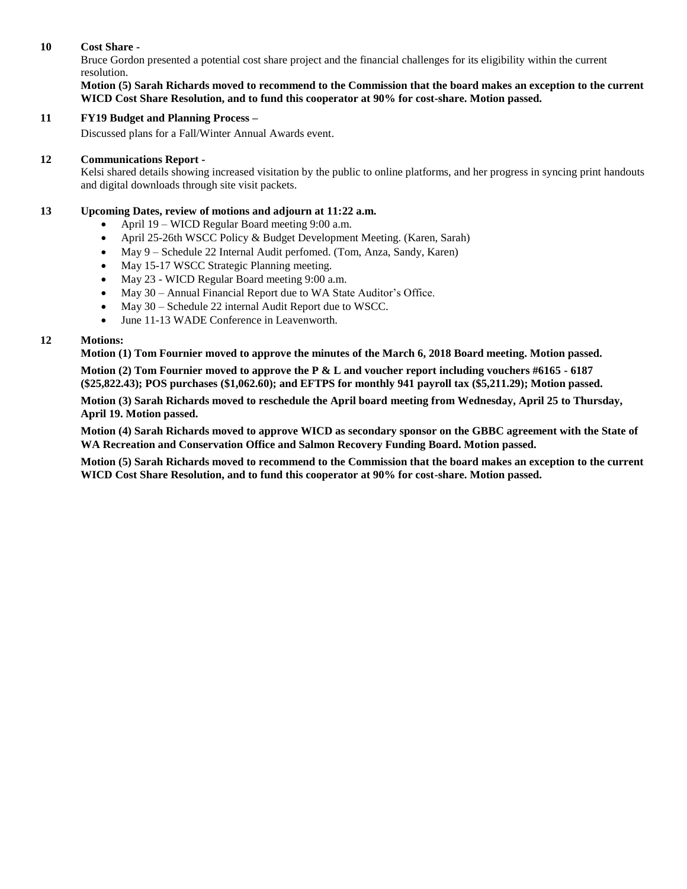**10 Cost Share -**

Bruce Gordon presented a potential cost share project and the financial challenges for its eligibility within the current resolution.

**Motion (5) Sarah Richards moved to recommend to the Commission that the board makes an exception to the current WICD Cost Share Resolution, and to fund this cooperator at 90% for cost-share. Motion passed.**

**11 FY19 Budget and Planning Process –**

Discussed plans for a Fall/Winter Annual Awards event.

**12 Communications Report -**

Kelsi shared details showing increased visitation by the public to online platforms, and her progress in syncing print handouts and digital downloads through site visit packets.

**13 Upcoming Dates, review of motions and adjourn at 11:22 a.m.**

- April 19 – WICD Regular Board meeting 9:00 a.m.
- April 25-26th WSCC Policy & Budget Development Meeting. (Karen, Sarah)
- May 9 – Schedule 22 Internal Audit perfomed. (Tom, Anza, Sandy, Karen)
- May 15-17 WSCC Strategic Planning meeting.
- May 23 - WICD Regular Board meeting 9:00 a.m.
- May 30 – Annual Financial Report due to WA State Auditor's Office.
- May 30 – Schedule 22 internal Audit Report due to WSCC.
- June 11-13 WADE Conference in Leavenworth.

**12 Motions:**

**Motion (1) Tom Fournier moved to approve the minutes of the March 6, 2018 Board meeting. Motion passed.**

**Motion (2) Tom Fournier moved to approve the P & L and voucher report including vouchers #6165 - 6187 ($25,822.43); POS purchases ($1,062.60); and EFTPS for monthly 941 payroll tax ($5,211.29); Motion passed.**

**Motion (3) Sarah Richards moved to reschedule the April board meeting from Wednesday, April 25 to Thursday, April 19. Motion passed.**

**Motion (4) Sarah Richards moved to approve WICD as secondary sponsor on the GBBC agreement with the State of WA Recreation and Conservation Office and Salmon Recovery Funding Board. Motion passed.**

**Motion (5) Sarah Richards moved to recommend to the Commission that the board makes an exception to the current WICD Cost Share Resolution, and to fund this cooperator at 90% for cost-share. Motion passed.**